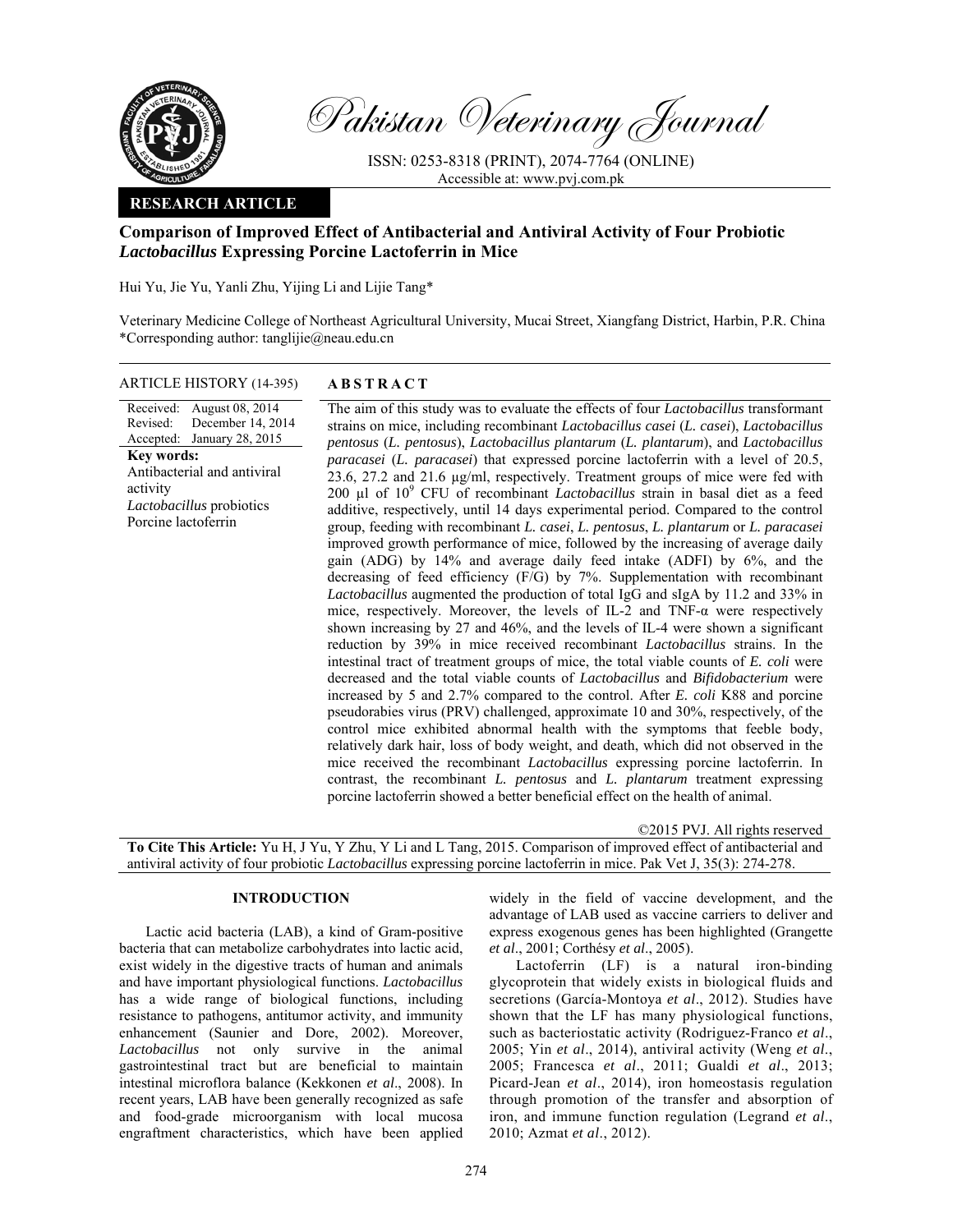Pakistan Veterinary Journal

ISSN: 0253-8318 (PRINT), 2074-7764 (ONLINE)
Accessible at: www.pvj.com.pk

**RESEARCH ARTICLE**

# Comparison of Improved Effect of Antibacterial and Antiviral Activity of Four Probiotic *Lactobacillus* Expressing Porcine Lactoferrin in Mice

Hui Yu, Jie Yu, Yanli Zhu, Yijing Li and Lijie Tang*

Veterinary Medicine College of Northeast Agricultural University, Mucai Street, Xiangfang District, Harbin, P.R. China
*Corresponding author: tanglijie@neau.edu.cn

**ARTICLE HISTORY (14-395)**

Received: August 08, 2014
Revised: December 14, 2014
Accepted: January 28, 2015

**Key words:**
Antibacterial and antiviral activity
*Lactobacillus* probiotics
Porcine lactoferrin

## ABSTRACT

The aim of this study was to evaluate the effects of four *Lactobacillus* transformant strains on mice, including recombinant *Lactobacillus casei* (*L. casei*), *Lactobacillus pentosus* (*L. pentosus*), *Lactobacillus plantarum* (*L. plantarum*), and *Lactobacillus paracasei* (*L. paracasei*) that expressed porcine lactoferrin with a level of 20.5, 23.6, 27.2 and 21.6 µg/ml, respectively. Treatment groups of mice were fed with 200 µl of $10^9$ CFU of recombinant *Lactobacillus* strain in basal diet as a feed additive, respectively, until 14 days experimental period. Compared to the control group, feeding with recombinant *L. casei*, *L. pentosus*, *L. plantarum* or *L. paracasei* improved growth performance of mice, followed by the increasing of average daily gain (ADG) by 14% and average daily feed intake (ADFI) by 6%, and the decreasing of feed efficiency (F/G) by 7%. Supplementation with recombinant *Lactobacillus* augmented the production of total IgG and sIgA by 11.2 and 33% in mice, respectively. Moreover, the levels of IL-2 and TNF-α were respectively shown increasing by 27 and 46%, and the levels of IL-4 were shown a significant reduction by 39% in mice received recombinant *Lactobacillus* strains. In the intestinal tract of treatment groups of mice, the total viable counts of *E. coli* were decreased and the total viable counts of *Lactobacillus* and *Bifidobacterium* were increased by 5 and 2.7% compared to the control. After *E. coli* K88 and porcine pseudorabies virus (PRV) challenged, approximate 10 and 30%, respectively, of the control mice exhibited abnormal health with the symptoms that feeble body, relatively dark hair, loss of body weight, and death, which did not observed in the mice received the recombinant *Lactobacillus* expressing porcine lactoferrin. In contrast, the recombinant *L. pentosus* and *L. plantarum* treatment expressing porcine lactoferrin showed a better beneficial effect on the health of animal.

©2015 PVJ. All rights reserved

**To Cite This Article:** Yu H, J Yu, Y Zhu, Y Li and L Tang, 2015. Comparison of improved effect of antibacterial and antiviral activity of four probiotic *Lactobacillus* expressing porcine lactoferrin in mice. Pak Vet J, 35(3): 274-278.

## INTRODUCTION

Lactic acid bacteria (LAB), a kind of Gram-positive bacteria that can metabolize carbohydrates into lactic acid, exist widely in the digestive tracts of human and animals and have important physiological functions. *Lactobacillus* has a wide range of biological functions, including resistance to pathogens, antitumor activity, and immunity enhancement (Saunier and Dore, 2002). Moreover, *Lactobacillus* not only survive in the animal gastrointestinal tract but are beneficial to maintain intestinal microflora balance (Kekkonen *et al*., 2008). In recent years, LAB have been generally recognized as safe and food-grade microorganism with local mucosa engraftment characteristics, which have been applied widely in the field of vaccine development, and the advantage of LAB used as vaccine carriers to deliver and express exogenous genes has been highlighted (Grangette *et al*., 2001; Corthésy *et al*., 2005).

Lactoferrin (LF) is a natural iron-binding glycoprotein that widely exists in biological fluids and secretions (García-Montoya *et al*., 2012). Studies have shown that the LF has many physiological functions, such as bacteriostatic activity (Rodriguez-Franco *et al*., 2005; Yin *et al*., 2014), antiviral activity (Weng *et al*., 2005; Francesca *et al*., 2011; Gualdi *et al*., 2013; Picard-Jean *et al*., 2014), iron homeostasis regulation through promotion of the transfer and absorption of iron, and immune function regulation (Legrand *et al*., 2010; Azmat *et al*., 2012).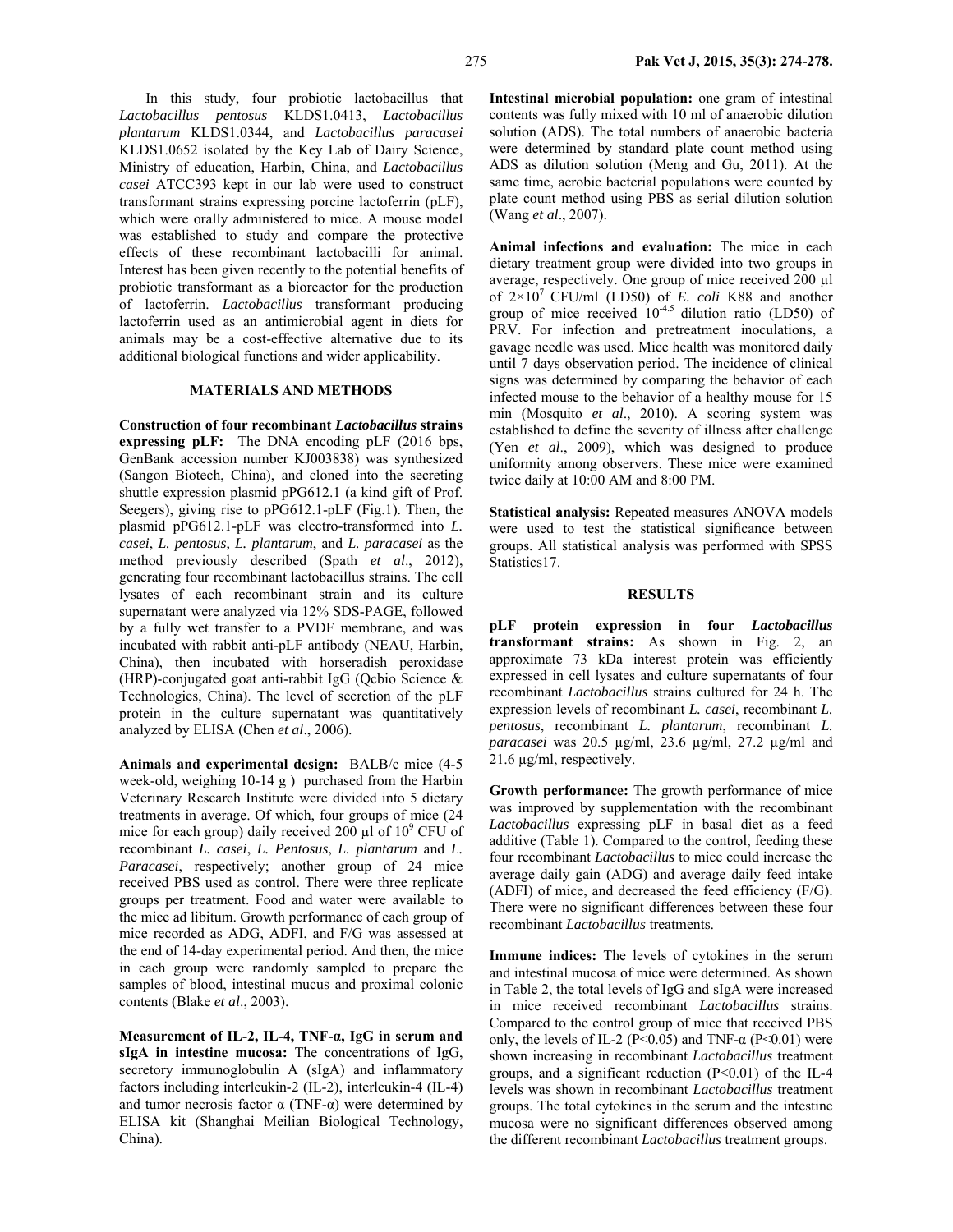In this study, four probiotic lactobacillus that *Lactobacillus pentosus* KLDS1.0413, *Lactobacillus plantarum* KLDS1.0344, and *Lactobacillus paracasei* KLDS1.0652 isolated by the Key Lab of Dairy Science, Ministry of education, Harbin, China, and *Lactobacillus casei* ATCC393 kept in our lab were used to construct transformant strains expressing porcine lactoferrin (pLF), which were orally administered to mice. A mouse model was established to study and compare the protective effects of these recombinant lactobacilli for animal. Interest has been given recently to the potential benefits of probiotic transformant as a bioreactor for the production of lactoferrin. *Lactobacillus* transformant producing lactoferrin used as an antimicrobial agent in diets for animals may be a cost-effective alternative due to its additional biological functions and wider applicability.

## MATERIALS AND METHODS

**Construction of four recombinant *Lactobacillus* strains expressing pLF:** The DNA encoding pLF (2016 bps, GenBank accession number KJ003838) was synthesized (Sangon Biotech, China), and cloned into the secreting shuttle expression plasmid pPG612.1 (a kind gift of Prof. Seegers), giving rise to pPG612.1-pLF (Fig.1). Then, the plasmid pPG612.1-pLF was electro-transformed into *L. casei*, *L. pentosus*, *L. plantarum*, and *L. paracasei* as the method previously described (Spath *et al*., 2012), generating four recombinant lactobacillus strains. The cell lysates of each recombinant strain and its culture supernatant were analyzed via 12% SDS-PAGE, followed by a fully wet transfer to a PVDF membrane, and was incubated with rabbit anti-pLF antibody (NEAU, Harbin, China), then incubated with horseradish peroxidase (HRP)-conjugated goat anti-rabbit IgG (Qcbio Science & Technologies, China). The level of secretion of the pLF protein in the culture supernatant was quantitatively analyzed by ELISA (Chen *et al*., 2006).

**Animals and experimental design:** BALB/c mice (4-5 week-old, weighing 10-14 g ) purchased from the Harbin Veterinary Research Institute were divided into 5 dietary treatments in average. Of which, four groups of mice (24 mice for each group) daily received 200 µl of $10^9$ CFU of recombinant *L. casei*, *L. Pentosus*, *L. plantarum* and *L. Paracasei*, respectively; another group of 24 mice received PBS used as control. There were three replicate groups per treatment. Food and water were available to the mice ad libitum. Growth performance of each group of mice recorded as ADG, ADFI, and F/G was assessed at the end of 14-day experimental period. And then, the mice in each group were randomly sampled to prepare the samples of blood, intestinal mucus and proximal colonic contents (Blake *et al*., 2003).

**Measurement of IL-2, IL-4, TNF-α, IgG in serum and sIgA in intestine mucosa:** The concentrations of IgG, secretory immunoglobulin A (sIgA) and inflammatory factors including interleukin-2 (IL-2), interleukin-4 (IL-4) and tumor necrosis factor α (TNF-α) were determined by ELISA kit (Shanghai Meilian Biological Technology, China).

**Intestinal microbial population:** one gram of intestinal contents was fully mixed with 10 ml of anaerobic dilution solution (ADS). The total numbers of anaerobic bacteria were determined by standard plate count method using ADS as dilution solution (Meng and Gu, 2011). At the same time, aerobic bacterial populations were counted by plate count method using PBS as serial dilution solution (Wang *et al*., 2007).

**Animal infections and evaluation:** The mice in each dietary treatment group were divided into two groups in average, respectively. One group of mice received 200 µl of $2\times10^7$ CFU/ml (LD50) of *E. coli* K88 and another group of mice received $10^{-4.5}$ dilution ratio (LD50) of PRV. For infection and pretreatment inoculations, a gavage needle was used. Mice health was monitored daily until 7 days observation period. The incidence of clinical signs was determined by comparing the behavior of each infected mouse to the behavior of a healthy mouse for 15 min (Mosquito *et al*., 2010). A scoring system was established to define the severity of illness after challenge (Yen *et al*., 2009), which was designed to produce uniformity among observers. These mice were examined twice daily at 10:00 AM and 8:00 PM.

**Statistical analysis:** Repeated measures ANOVA models were used to test the statistical significance between groups. All statistical analysis was performed with SPSS Statistics17.

## RESULTS

**pLF protein expression in four *Lactobacillus* transformant strains:** As shown in Fig. 2, an approximate 73 kDa interest protein was efficiently expressed in cell lysates and culture supernatants of four recombinant *Lactobacillus* strains cultured for 24 h. The expression levels of recombinant *L. casei*, recombinant *L. pentosus*, recombinant *L. plantarum*, recombinant *L. paracasei* was 20.5 µg/ml, 23.6 µg/ml, 27.2 µg/ml and 21.6 µg/ml, respectively.

**Growth performance:** The growth performance of mice was improved by supplementation with the recombinant *Lactobacillus* expressing pLF in basal diet as a feed additive (Table 1). Compared to the control, feeding these four recombinant *Lactobacillus* to mice could increase the average daily gain (ADG) and average daily feed intake (ADFI) of mice, and decreased the feed efficiency (F/G). There were no significant differences between these four recombinant *Lactobacillus* treatments.

**Immune indices:** The levels of cytokines in the serum and intestinal mucosa of mice were determined. As shown in Table 2, the total levels of IgG and sIgA were increased in mice received recombinant *Lactobacillus* strains. Compared to the control group of mice that received PBS only, the levels of IL-2 ($P<0.05$) and TNF-α ($P<0.01$) were shown increasing in recombinant *Lactobacillus* treatment groups, and a significant reduction ($P<0.01$) of the IL-4 levels was shown in recombinant *Lactobacillus* treatment groups. The total cytokines in the serum and the intestine mucosa were no significant differences observed among the different recombinant *Lactobacillus* treatment groups.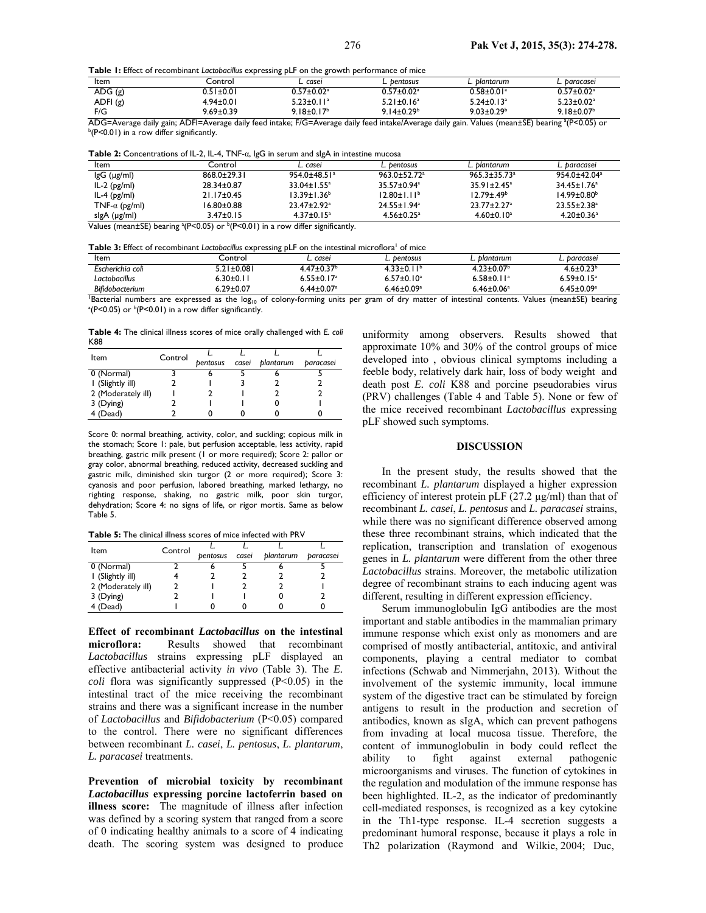**Table 1:** Effect of recombinant *Lactobacillus* expressing pLF on the growth performance of mice

| Item | Control | *L. casei* | *L. pentosus* | *L. plantarum* | *L. paracasei* |
|---|---|---|---|---|---|
| ADG (g) | 0.51±0.01 | 0.57±0.02[a] | 0.57±0.02[a] | 0.58±0.01[a] | 0.57±0.02[a] |
| ADFI (g) | 4.94±0.01 | 5.23±0.11[a] | 5.21±0.16[a] | 5.24±0.13[a] | 5.23±0.02[a] |
| F/G | 9.69±0.39 | 9.18±0.17[b] | 9.14±0.29[b] | 9.03±0.29[b] | 9.18±0.07[b] |

ADG=Average daily gain; ADFI=Average daily feed intake; F/G=Average daily feed intake/Average daily gain. Values (mean±SE) bearing [a]($P<0.05$) or [b]($P<0.01$) in a row differ significantly.

**Table 2:** Concentrations of IL-2, IL-4, TNF-α, IgG in serum and sIgA in intestine mucosa

| Item | Control | *L. casei* | *L. pentosus* | *L. plantarum* | *L. paracasei* |
|---|---|---|---|---|---|
| IgG (μg/ml) | 868.0±29.31 | 954.0±48.51[a] | 963.0±52.72[a] | 965.3±35.73[a] | 954.0±42.04[a] |
| IL-2 (pg/ml) | 28.34±0.87 | 33.04±1.55[a] | 35.57±0.94[a] | 35.91±2.45[a] | 34.45±1.76[a] |
| IL-4 (pg/ml) | 21.17±0.45 | 13.39±1.36[b] | 12.80±1.11[b] | 12.79±.49[b] | 14.99±0.80[b] |
| TNF-α (pg/ml) | 16.80±0.88 | 23.47±2.92[a] | 24.55±1.94[a] | 23.77±2.27[a] | 23.55±2.38[a] |
| sIgA (μg/ml) | 3.47±0.15 | 4.37±0.15[a] | 4.56±0.25[a] | 4.60±0.10[a] | 4.20±0.36[a] |

Values (mean±SE) bearing [a]($P<0.05$) or [b]($P<0.01$) in a row differ significantly.

**Table 3:** Effect of recombinant *Lactobacillus* expressing pLF on the intestinal microflora[1] of mice

| Item | Control | *L. casei* | *L. pentosus* | *L. plantarum* | *L. paracasei* |
|---|---|---|---|---|---|
| *Escherichia coli* | 5.21±0.081 | 4.47±0.37[b] | 4.33±0.11[b] | 4.23±0.07[b] | 4.6±0.23[b] |
| *Lactobacillus* | 6.30±0.11 | 6.55±0.17[a] | 6.57±0.10[a] | 6.58±0.11[a] | 6.59±0.15[a] |
| *Bifidobacterium* | 6.29±0.07 | 6.44±0.07[a] | 6.46±0.09[a] | 6.46±0.06[a] | 6.45±0.09[a] |

[1]Bacterial numbers are expressed as the $\log_{10}$ of colony-forming units per gram of dry matter of intestinal contents. Values (mean±SE) bearing [a]($P<0.05$) or [b]($P<0.01$) in a row differ significantly.

**Table 4:** The clinical illness scores of mice orally challenged with *E. coli* K88

| Item | Control | *L. pentosus* | *L. casei* | *L. plantarum* | *L. paracasei* |
|---|---|---|---|---|---|
| 0 (Normal) | 3 | 6 | 5 | 6 | 5 |
| 1 (Slightly ill) | 2 | 1 | 3 | 2 | 2 |
| 2 (Moderately ill) | 1 | 2 | 1 | 2 | 2 |
| 3 (Dying) | 2 | 1 | 1 | 0 | 1 |
| 4 (Dead) | 2 | 0 | 0 | 0 | 0 |

Score 0: normal breathing, activity, color, and suckling; copious milk in the stomach; Score 1: pale, but perfusion acceptable, less activity, rapid breathing, gastric milk present (1 or more required); Score 2: pallor or gray color, abnormal breathing, reduced activity, decreased suckling and gastric milk, diminished skin turgor (2 or more required); Score 3: cyanosis and poor perfusion, labored breathing, marked lethargy, no righting response, shaking, no gastric milk, poor skin turgor, dehydration; Score 4: no signs of life, or rigor mortis. Same as below Table 5.

**Table 5:** The clinical illness scores of mice infected with PRV

| Item | Control | *L. pentosus* | *L. casei* | *L. plantarum* | *L. paracasei* |
|---|---|---|---|---|---|
| 0 (Normal) | 2 | 6 | 5 | 6 | 5 |
| 1 (Slightly ill) | 4 | 2 | 2 | 2 | 2 |
| 2 (Moderately ill) | 2 | 1 | 2 | 2 | 1 |
| 3 (Dying) | 2 | 1 | 1 | 0 | 2 |
| 4 (Dead) | 1 | 0 | 0 | 0 | 0 |

**Effect of recombinant *Lactobacillus* on the intestinal microflora:** Results showed that recombinant *Lactobacillus* strains expressing pLF displayed an effective antibacterial activity *in vivo* (Table 3). The *E. coli* flora was significantly suppressed ($P<0.05$) in the intestinal tract of the mice receiving the recombinant strains and there was a significant increase in the number of *Lactobacillus* and *Bifidobacterium* ($P<0.05$) compared to the control. There were no significant differences between recombinant *L. casei*, *L. pentosus*, *L. plantarum*, *L. paracasei* treatments.

**Prevention of microbial toxicity by recombinant *Lactobacillus* expressing porcine lactoferrin based on illness score:** The magnitude of illness after infection was defined by a scoring system that ranged from a score of 0 indicating healthy animals to a score of 4 indicating death. The scoring system was designed to produce uniformity among observers. Results showed that approximate 10% and 30% of the control groups of mice developed into , obvious clinical symptoms including a feeble body, relatively dark hair, loss of body weight and death post *E. coli* K88 and porcine pseudorabies virus (PRV) challenges (Table 4 and Table 5). None or few of the mice received recombinant *Lactobacillus* expressing pLF showed such symptoms.

## DISCUSSION

In the present study, the results showed that the recombinant *L. plantarum* displayed a higher expression efficiency of interest protein pLF (27.2 μg/ml) than that of recombinant *L. casei*, *L. pentosus* and *L. paracasei* strains, while there was no significant difference observed among these three recombinant strains, which indicated that the replication, transcription and translation of exogenous genes in *L. plantarum* were different from the other three *Lactobacillus* strains. Moreover, the metabolic utilization degree of recombinant strains to each inducing agent was different, resulting in different expression efficiency.

Serum immunoglobulin IgG antibodies are the most important and stable antibodies in the mammalian primary immune response which exist only as monomers and are comprised of mostly antibacterial, antitoxic, and antiviral components, playing a central mediator to combat infections (Schwab and Nimmerjahn, 2013). Without the involvement of the systemic immunity, local immune system of the digestive tract can be stimulated by foreign antigens to result in the production and secretion of antibodies, known as sIgA, which can prevent pathogens from invading at local mucosa tissue. Therefore, the content of immunoglobulin in body could reflect the ability to fight against external pathogenic microorganisms and viruses. The function of cytokines in the regulation and modulation of the immune response has been highlighted. IL-2, as the indicator of predominantly cell-mediated responses, is recognized as a key cytokine in the Th1-type response. IL-4 secretion suggests a predominant humoral response, because it plays a role in Th2 polarization (Raymond and Wilkie, 2004; Duc,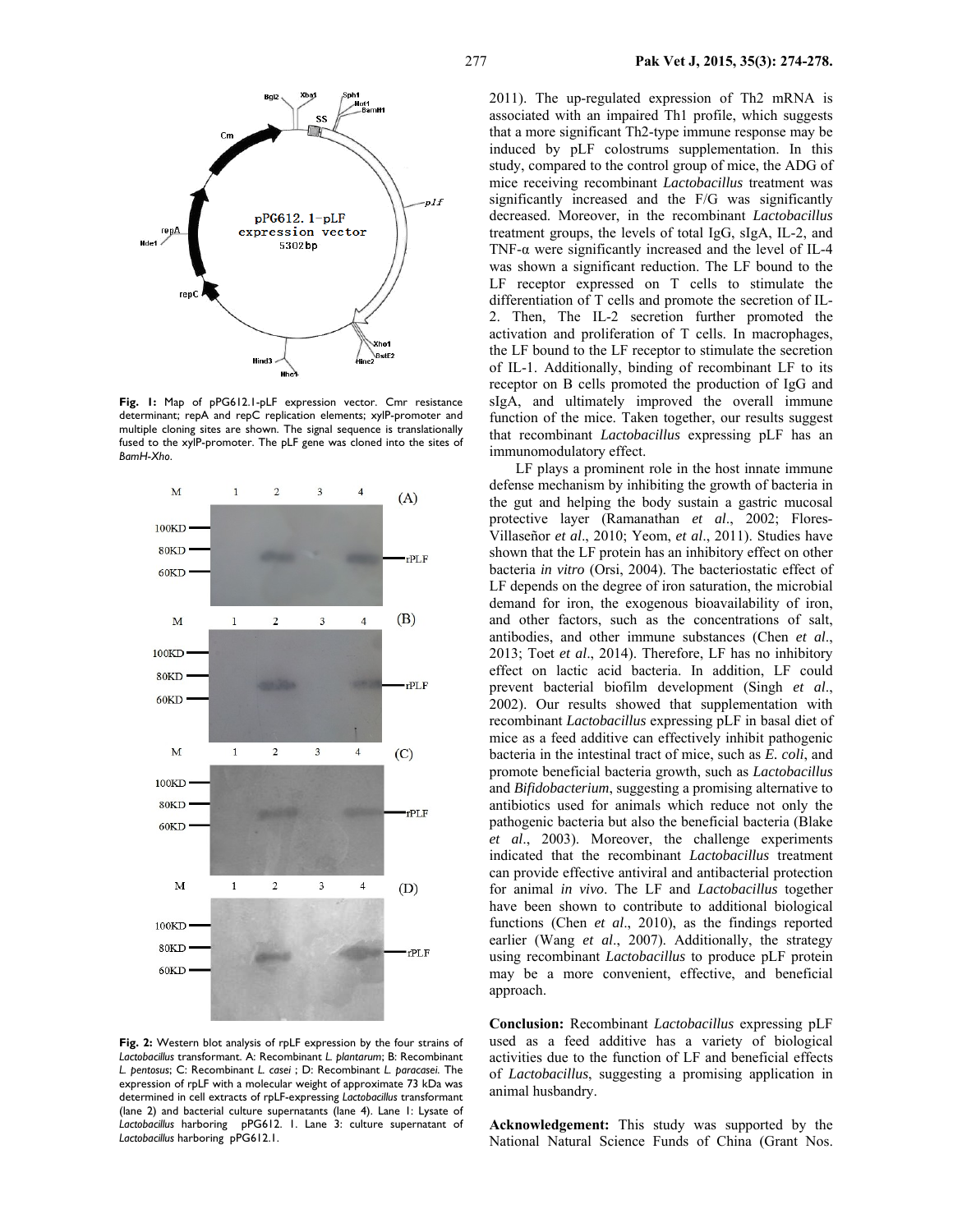**Fig. 1:** Map of pPG612.1-pLF expression vector. Cmr resistance determinant; repA and repC replication elements; xylP-promoter and multiple cloning sites are shown. The signal sequence is translationally fused to the xylP-promoter. The pLF gene was cloned into the sites of *BamH-Xho*.

**Fig. 2:** Western blot analysis of rpLF expression by the four strains of *Lactobacillus* transformant. A: Recombinant *L. plantarum*; B: Recombinant *L. pentosus*; C: Recombinant *L. casei*; D: Recombinant *L. paracasei*. The expression of rpLF with a molecular weight of approximate 73 kDa was determined in cell extracts of rpLF-expressing *Lactobacillus* transformant (lane 2) and bacterial culture supernatants (lane 4). Lane 1: Lysate of *Lactobacillus* harboring pPG612. 1. Lane 3: culture supernatant of *Lactobacillus* harboring pPG612.1.

2011). The up-regulated expression of Th2 mRNA is associated with an impaired Th1 profile, which suggests that a more significant Th2-type immune response may be induced by pLF colostrums supplementation. In this study, compared to the control group of mice, the ADG of mice receiving recombinant *Lactobacillus* treatment was significantly increased and the F/G was significantly decreased. Moreover, in the recombinant *Lactobacillus* treatment groups, the levels of total IgG, sIgA, IL-2, and TNF-α were significantly increased and the level of IL-4 was shown a significant reduction. The LF bound to the LF receptor expressed on T cells to stimulate the differentiation of T cells and promote the secretion of IL-2. Then, The IL-2 secretion further promoted the activation and proliferation of T cells. In macrophages, the LF bound to the LF receptor to stimulate the secretion of IL-1. Additionally, binding of recombinant LF to its receptor on B cells promoted the production of IgG and sIgA, and ultimately improved the overall immune function of the mice. Taken together, our results suggest that recombinant *Lactobacillus* expressing pLF has an immunomodulatory effect.

LF plays a prominent role in the host innate immune defense mechanism by inhibiting the growth of bacteria in the gut and helping the body sustain a gastric mucosal protective layer (Ramanathan *et al*., 2002; Flores-Villaseñor *et al*., 2010; Yeom, *et al*., 2011). Studies have shown that the LF protein has an inhibitory effect on other bacteria *in vitro* (Orsi, 2004). The bacteriostatic effect of LF depends on the degree of iron saturation, the microbial demand for iron, the exogenous bioavailability of iron, and other factors, such as the concentrations of salt, antibodies, and other immune substances (Chen *et al*., 2013; Toet *et al*., 2014). Therefore, LF has no inhibitory effect on lactic acid bacteria. In addition, LF could prevent bacterial biofilm development (Singh *et al*., 2002). Our results showed that supplementation with recombinant *Lactobacillus* expressing pLF in basal diet of mice as a feed additive can effectively inhibit pathogenic bacteria in the intestinal tract of mice, such as *E. coli*, and promote beneficial bacteria growth, such as *Lactobacillus* and *Bifidobacterium*, suggesting a promising alternative to antibiotics used for animals which reduce not only the pathogenic bacteria but also the beneficial bacteria (Blake *et al*., 2003). Moreover, the challenge experiments indicated that the recombinant *Lactobacillus* treatment can provide effective antiviral and antibacterial protection for animal *in vivo*. The LF and *Lactobacillus* together have been shown to contribute to additional biological functions (Chen *et al*., 2010), as the findings reported earlier (Wang *et al*., 2007). Additionally, the strategy using recombinant *Lactobacillus* to produce pLF protein may be a more convenient, effective, and beneficial approach.

**Conclusion:** Recombinant *Lactobacillus* expressing pLF used as a feed additive has a variety of biological activities due to the function of LF and beneficial effects of *Lactobacillus*, suggesting a promising application in animal husbandry.

**Acknowledgement:** This study was supported by the National Natural Science Funds of China (Grant Nos.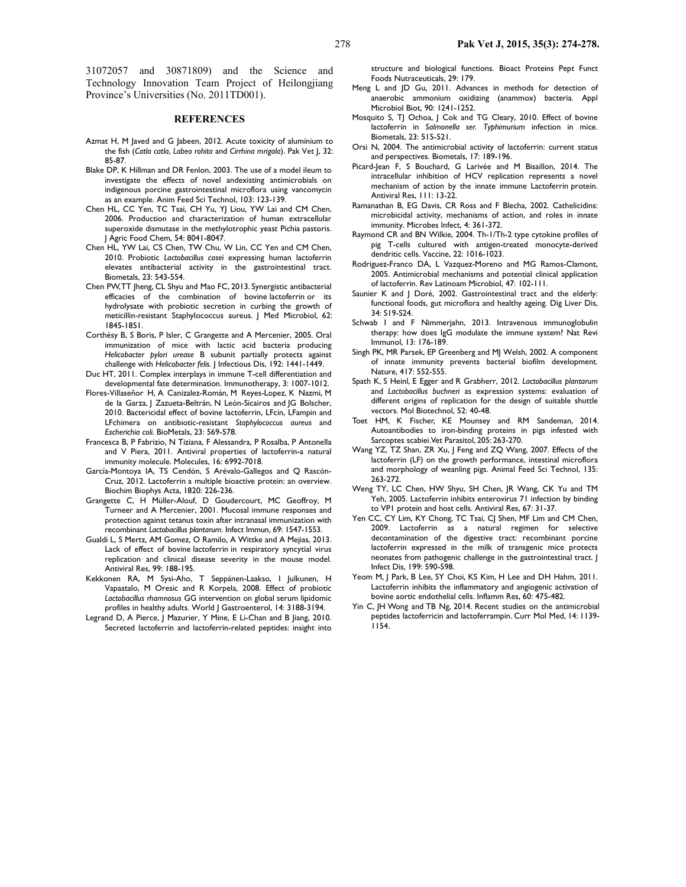31072057 and 30871809) and the Science and Technology Innovation Team Project of Heilongjiang Province's Universities (No. 2011TD001).

## REFERENCES

Azmat H, M Javed and G Jabeen, 2012. Acute toxicity of aluminium to the fish (*Catla catla*, *Labeo rohita* and *Cirrhina mrigala*). Pak Vet J, 32: 85-87.

Blake DP, K Hillman and DR Fenlon, 2003. The use of a model ileum to investigate the effects of novel andexisting antimicrobials on indigenous porcine gastrointestinal microflora using vancomycin as an example. Anim Feed Sci Technol, 103: 123-139.

Chen HL, CC Yen, TC Tsai, CH Yu, YJ Liou, YW Lai and CM Chen, 2006. Production and characterization of human extracellular superoxide dismutase in the methylotrophic yeast Pichia pastoris. J Agric Food Chem, 54: 8041-8047.

Chen HL, YW Lai, CS Chen, TW Chu, W Lin, CC Yen and CM Chen, 2010. Probiotic *Lactobacillus casei* expressing human lactoferrin elevates antibacterial activity in the gastrointestinal tract. Biometals, 23: 543-554.

Chen PW,TT Jheng, CL Shyu and Mao FC, 2013. Synergistic antibacterial efficacies of the combination of bovine lactoferrin or its hydrolysate with probiotic secretion in curbing the growth of meticillin-resistant Staphylococcus aureus. J Med Microbiol, 62: 1845-1851.

Corthésy B, S Boris, P Isler, C Grangette and A Mercenier, 2005. Oral immunization of mice with lactic acid bacteria producing *Helicobacter pylori urease* B subunit partially protects against challenge with *Helicobacter felis*. J Infectious Dis, 192: 1441-1449.

Duc HT, 2011. Complex interplays in immune T-cell differentiation and developmental fate determination. Immunotherapy, 3: 1007-1012.

Flores-Villaseñor H, A Canizalez-Román, M Reyes-Lopez, K Nazmi, M de la Garza, J Zazueta-Beltrán, N León-Sicairos and JG Bolscher, 2010. Bactericidal effect of bovine lactoferrin, LFcin, LFampin and LFchimera on antibiotic-resistant *Staphylococcus aureus* and *Escherichia coli*. BioMetals, 23: 569-578.

Francesca B, P Fabrizio, N Tiziana, F Alessandra, P Rosalba, P Antonella and V Piera, 2011. Antiviral properties of lactoferrin-a natural immunity molecule. Molecules, 16: 6992-7018.

García-Montoya IA, TS Cendón, S Arévalo-Gallegos and Q Rascón-Cruz, 2012. Lactoferrin a multiple bioactive protein: an overview. Biochim Biophys Acta, 1820: 226-236.

Grangette C, H Müller-Alouf, D Goudercourt, MC Geoffroy, M Turneer and A Mercenier, 2001. Mucosal immune responses and protection against tetanus toxin after intranasal immunization with recombinant *Lactobacillus plantarum*. Infect Immun, 69: 1547-1553.

Gualdi L, S Mertz, AM Gomez, O Ramilo, A Wittke and A Mejias, 2013. Lack of effect of bovine lactoferrin in respiratory syncytial virus replication and clinical disease severity in the mouse model. Antiviral Res, 99: 188-195.

Kekkonen RA, M Sysi-Aho, T Seppänen-Laakso, I Julkunen, H Vapaatalo, M Oresic and R Korpela, 2008. Effect of probiotic *Lactobacillus rhamnosus* GG intervention on global serum lipidomic profiles in healthy adults. World J Gastroenterol, 14: 3188-3194.

Legrand D, A Pierce, J Mazurier, Y Mine, E Li-Chan and B Jiang, 2010. Secreted lactoferrin and lactoferrin-related peptides: insight into structure and biological functions. Bioact Proteins Pept Funct Foods Nutraceuticals, 29: 179.

Meng L and JD Gu, 2011. Advances in methods for detection of anaerobic ammonium oxidizing (anammox) bacteria. Appl Microbiol Biot, 90: 1241-1252.

Mosquito S, TJ Ochoa, J Cok and TG Cleary, 2010. Effect of bovine lactoferrin in *Salmonella ser. Typhimurium* infection in mice. Biometals, 23: 515-521.

Orsi N, 2004. The antimicrobial activity of lactoferrin: current status and perspectives. Biometals, 17: 189-196.

Picard-Jean F, S Bouchard, G Larivée and M Bisaillon, 2014. The intracellular inhibition of HCV replication represents a novel mechanism of action by the innate immune Lactoferrin protein. Antiviral Res, 111: 13-22.

Ramanathan B, EG Davis, CR Ross and F Blecha, 2002. Cathelicidins: microbicidal activity, mechanisms of action, and roles in innate immunity. Microbes Infect, 4: 361-372.

Raymond CR and BN Wilkie, 2004. Th-1/Th-2 type cytokine profiles of pig T-cells cultured with antigen-treated monocyte-derived dendritic cells. Vaccine, 22: 1016-1023.

Rodriguez-Franco DA, L Vazquez-Moreno and MG Ramos-Clamont, 2005. Antimicrobial mechanisms and potential clinical application of lactoferrin. Rev Latinoam Microbiol, 47: 102-111.

Saunier K and J Doré, 2002. Gastrointestinal tract and the elderly: functional foods, gut microflora and healthy ageing. Dig Liver Dis, 34: S19-S24.

Schwab I and F Nimmerjahn, 2013. Intravenous immunoglobulin therapy: how does IgG modulate the immune system? Nat Revi Immunol, 13: 176-189.

Singh PK, MR Parsek, EP Greenberg and MJ Welsh, 2002. A component of innate immunity prevents bacterial biofilm development. Nature, 417: 552-555.

Spath K, S Heinl, E Egger and R Grabherr, 2012. *Lactobacillus plantarum* and *Lactobacillus buchneri* as expression systems: evaluation of different origins of replication for the design of suitable shuttle vectors. Mol Biotechnol, 52: 40-48.

Toet HM, K Fischer, KE Mounsey and RM Sandeman, 2014. Autoantibodies to iron-binding proteins in pigs infested with Sarcoptes scabiei.Vet Parasitol, 205: 263-270.

Wang YZ, TZ Shan, ZR Xu, J Feng and ZQ Wang, 2007. Effects of the lactoferrin (LF) on the growth performance, intestinal microflora and morphology of weanling pigs. Animal Feed Sci Technol, 135: 263-272.

Weng TY, LC Chen, HW Shyu, SH Chen, JR Wang, CK Yu and TM Yeh, 2005. Lactoferrin inhibits enterovirus 71 infection by binding to VP1 protein and host cells. Antiviral Res, 67: 31-37.

Yen CC, CY Lim, KY Chong, TC Tsai, CJ Shen, MF Lim and CM Chen, 2009. Lactoferrin as a natural regimen for selective decontamination of the digestive tract: recombinant porcine lactoferrin expressed in the milk of transgenic mice protects neonates from pathogenic challenge in the gastrointestinal tract. J Infect Dis, 199: 590-598.

Yeom M, J Park, B Lee, SY Choi, KS Kim, H Lee and DH Hahm, 2011. Lactoferrin inhibits the inflammatory and angiogenic activation of bovine aortic endothelial cells. Inflamm Res, 60: 475-482.

Yin C, JH Wong and TB Ng, 2014. Recent studies on the antimicrobial peptides lactoferricin and lactoferrampin. Curr Mol Med, 14: 1139-1154.